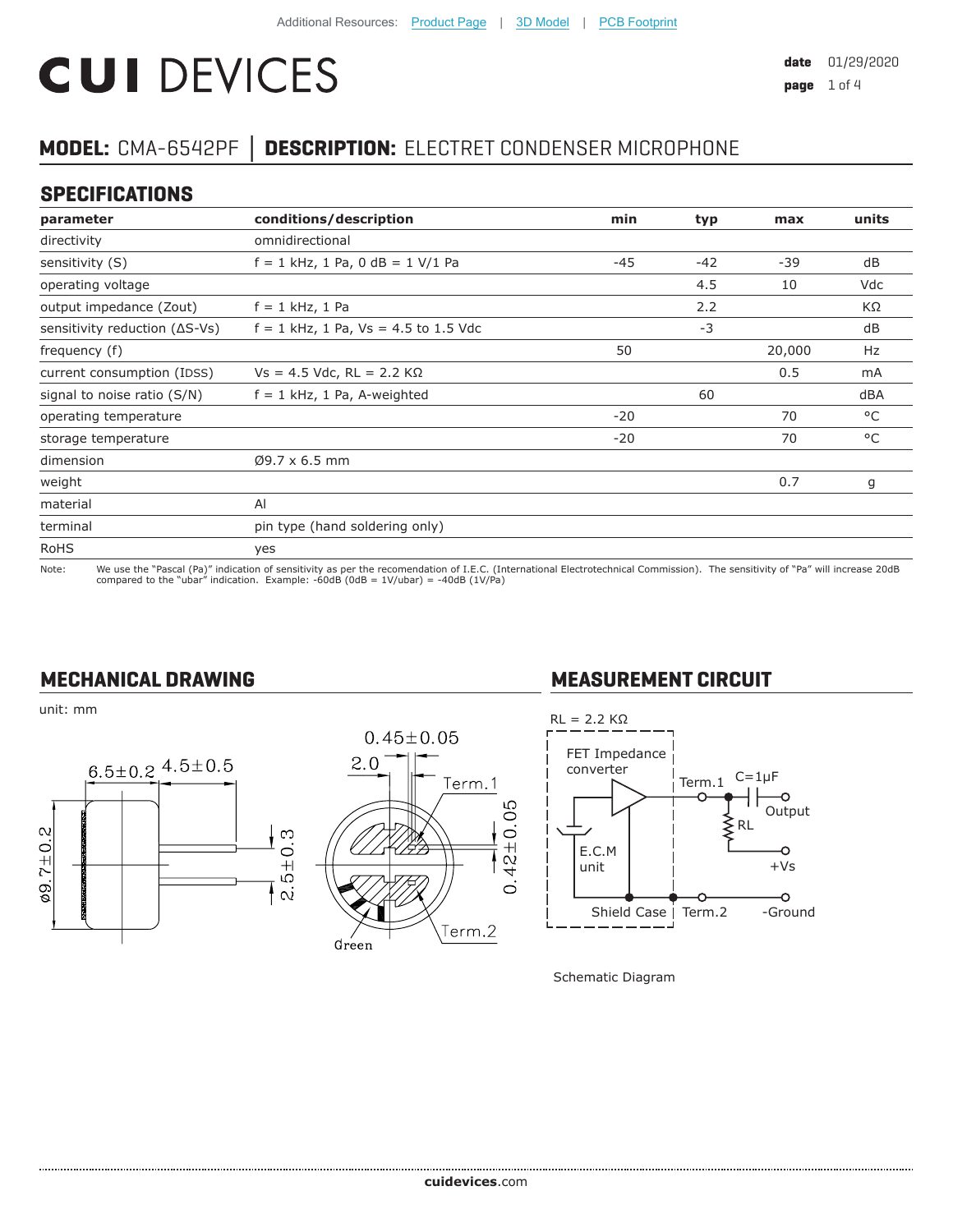Additional Resources: Product Page | 3D Model | PCB Footprint

# CUI DEVICES

**date** 01/29/2020

## MODEL: CMA-6542PF | DESCRIPTION: ELECTRET CONDENSER MICROPHONE

## SPECIFICATIONS

| parameter | conditions/description | min | typ | max | units |
|---|---|---|---|---|---|
| directivity | omnidirectional | | | | |
| sensitivity (S) | f = 1 kHz, 1 Pa, 0 dB = 1 V/1 Pa | -45 | -42 | -39 | dB |
| operating voltage | | | 4.5 | 10 | Vdc |
| output impedance (Zout) | f = 1 kHz, 1 Pa | | 2.2 | | KΩ |
| sensitivity reduction (ΔS-Vs) | f = 1 kHz, 1 Pa, Vs = 4.5 to 1.5 Vdc | | -3 | | dB |
| frequency (f) | | 50 | | 20,000 | Hz |
| current consumption (IDSS) | Vs = 4.5 Vdc, RL = 2.2 KΩ | | | 0.5 | mA |
| signal to noise ratio (S/N) | f = 1 kHz, 1 Pa, A-weighted | | 60 | | dBA |
| operating temperature | | -20 | | 70 | °C |
| storage temperature | | -20 | | 70 | °C |
| dimension | Ø9.7 x 6.5 mm | | | | |
| weight | | | | 0.7 | g |
| material | Al | | | | |
| terminal | pin type (hand soldering only) | | | | |
| RoHS | yes | | | | |

Note: We use the "Pascal (Pa)" indication of sensitivity as per the recomendation of I.E.C. (International Electrotechnical Commission). The sensitivity of "Pa" will increase 20dB compared to the "ubar" indication. Example: -60dB (0dB = 1V/ubar) = -40dB (1V/Pa)

## MECHANICAL DRAWING

unit: mm

6.5±0.2 4.5±0.5 Ø9.7±0.2 2.5±0.3 0.45±0.05 2.0 Term.1 0.42±0.05 Term.2 Green

## MEASUREMENT CIRCUIT

RL = 2.2 KΩ

FET Impedance converter, E.C.M unit, Shield Case, Term.1, Term.2, C=1μF, RL, Output, +Vs, -Ground

Schematic Diagram

**cuidevices**.com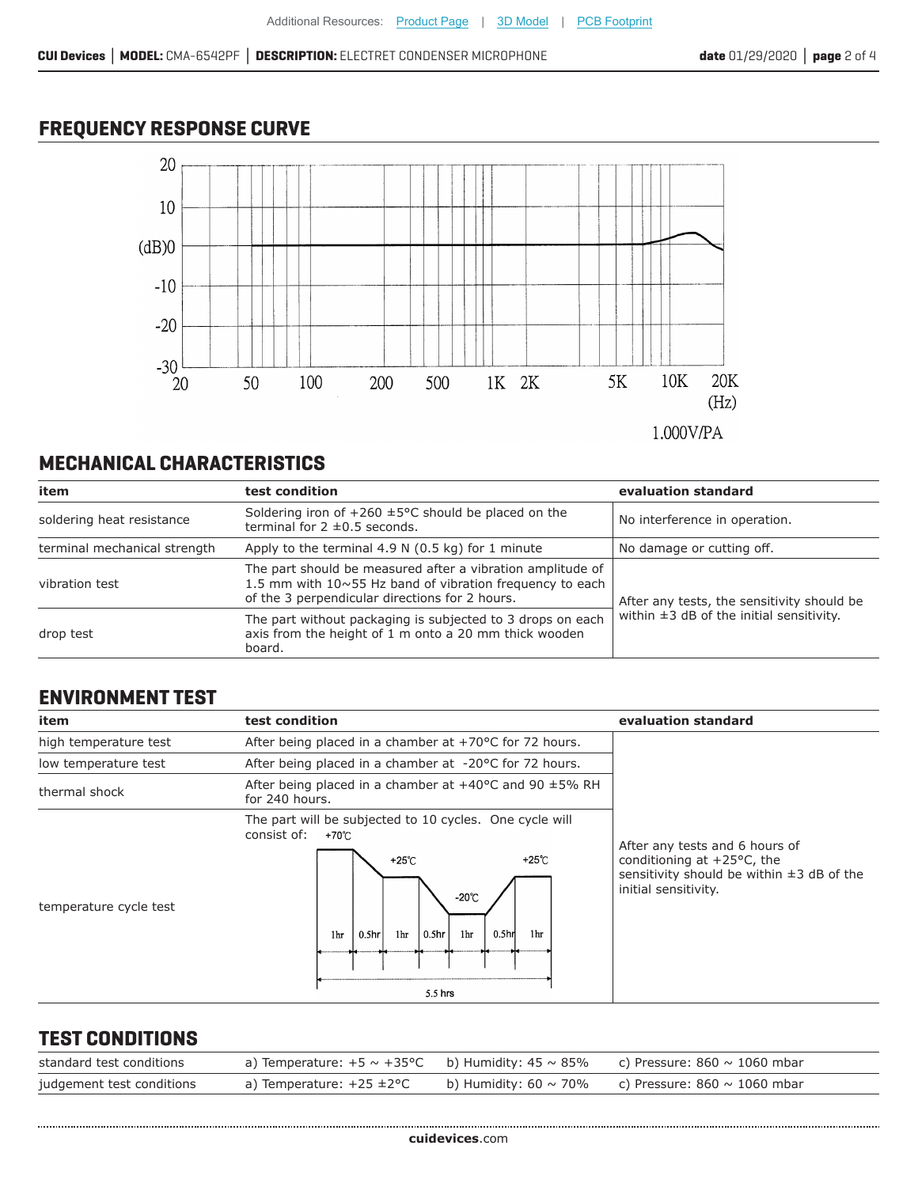## FREQUENCY RESPONSE CURVE

1.000V/PA

## MECHANICAL CHARACTERISTICS

| item | test condition | evaluation standard |
|---|---|---|
| soldering heat resistance | Soldering iron of +260 ±5°C should be placed on the terminal for 2 ±0.5 seconds. | No interference in operation. |
| terminal mechanical strength | Apply to the terminal 4.9 N (0.5 kg) for 1 minute | No damage or cutting off. |
| vibration test | The part should be measured after a vibration amplitude of 1.5 mm with 10~55 Hz band of vibration frequency to each of the 3 perpendicular directions for 2 hours. | After any tests, the sensitivity should be within ±3 dB of the initial sensitivity. |
| drop test | The part without packaging is subjected to 3 drops on each axis from the height of 1 m onto a 20 mm thick wooden board. | |

## ENVIRONMENT TEST

| item | test condition | evaluation standard |
|---|---|---|
| high temperature test | After being placed in a chamber at +70°C for 72 hours. | After any tests and 6 hours of conditioning at +25°C, the sensitivity should be within ±3 dB of the initial sensitivity. |
| low temperature test | After being placed in a chamber at -20°C for 72 hours. | |
| thermal shock | After being placed in a chamber at +40°C and 90 ±5% RH for 240 hours. | |
| temperature cycle test | The part will be subjected to 10 cycles. One cycle will consist of: +70℃ 1hr, 0.5hr, +25℃ 1hr, 0.5hr, -20℃ 1hr, 0.5hr, +25℃ 1hr (5.5 hrs) | |

## TEST CONDITIONS

| | | | |
|---|---|---|---|
| standard test conditions | a) Temperature: +5 ~ +35°C | b) Humidity: 45 ~ 85% | c) Pressure: 860 ~ 1060 mbar |
| judgement test conditions | a) Temperature: +25 ±2°C | b) Humidity: 60 ~ 70% | c) Pressure: 860 ~ 1060 mbar |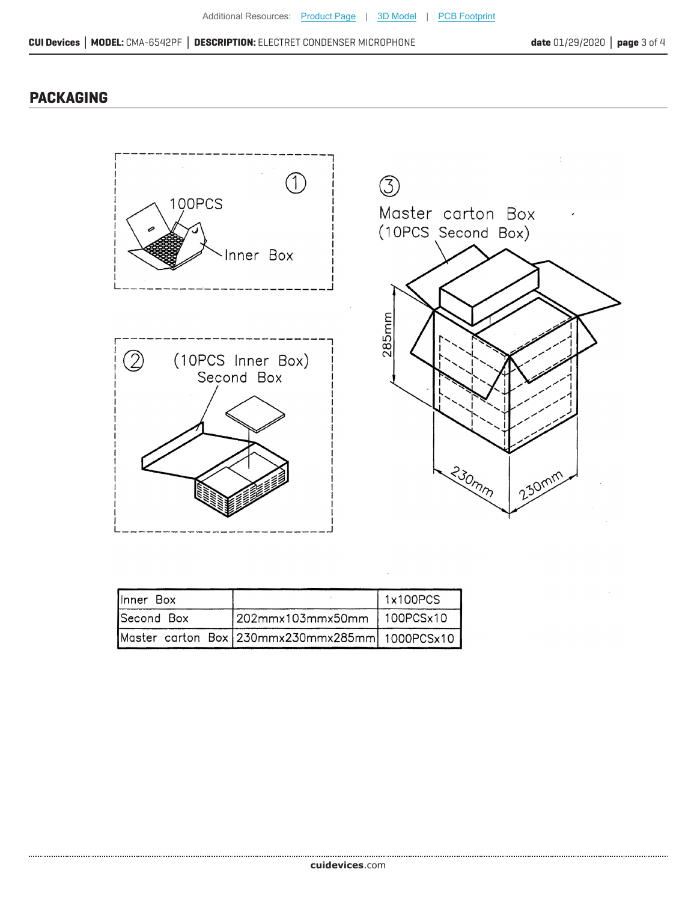## PACKAGING

① 100PCS Inner Box

② (10PCS Inner Box) Second Box

③ Master carton Box (10PCS Second Box)

285mm

230mm

230mm

| Inner Box | | 1x100PCS |
|---|---|---|
| Second Box | 202mmx103mmx50mm | 100PCSx10 |
| Master carton Box | 230mmx230mmx285mm | 1000PCSx10 |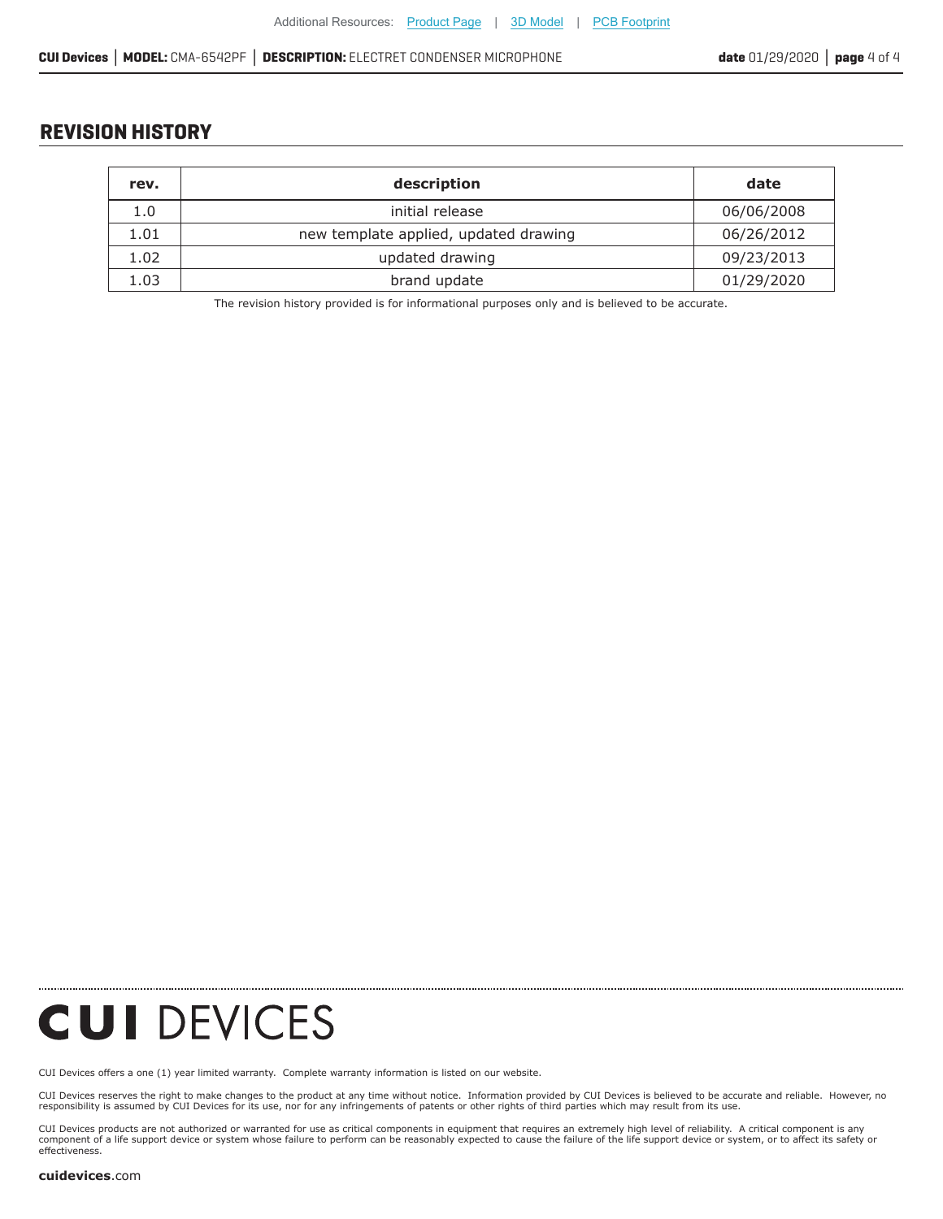## REVISION HISTORY

| rev. | description | date |
| --- | --- | --- |
| 1.0 | initial release | 06/06/2008 |
| 1.01 | new template applied, updated drawing | 06/26/2012 |
| 1.02 | updated drawing | 09/23/2013 |
| 1.03 | brand update | 01/29/2020 |

The revision history provided is for informational purposes only and is believed to be accurate.

**CUI** DEVICES

CUI Devices offers a one (1) year limited warranty. Complete warranty information is listed on our website.

CUI Devices reserves the right to make changes to the product at any time without notice. Information provided by CUI Devices is believed to be accurate and reliable. However, no responsibility is assumed by CUI Devices for its use, nor for any infringements of patents or other rights of third parties which may result from its use.

CUI Devices products are not authorized or warranted for use as critical components in equipment that requires an extremely high level of reliability. A critical component is any component of a life support device or system whose failure to perform can be reasonably expected to cause the failure of the life support device or system, or to affect its safety or effectiveness.

**cuidevices**.com